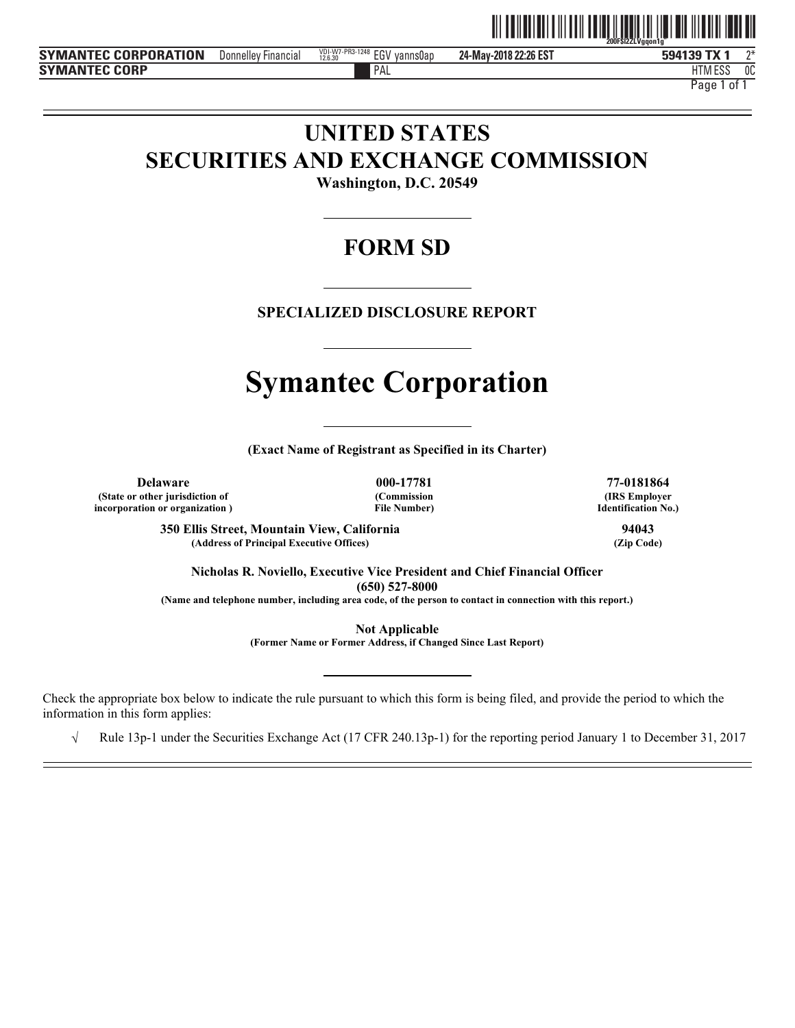# UNITED STATES
# SECURITIES AND EXCHANGE COMMISSION

**Washington, D.C. 20549**

## FORM SD

**SPECIALIZED DISCLOSURE REPORT**

# Symantec Corporation

**(Exact Name of Registrant as Specified in its Charter)**

| **Delaware** | **000-17781** | **77-0181864** |
|---|---|---|
| **(State or other jurisdiction of incorporation or organization )** | **(Commission File Number)** | **(IRS Employer Identification No.)** |

| **350 Ellis Street, Mountain View, California** | **94043** |
|---|---|
| **(Address of Principal Executive Offices)** | **(Zip Code)** |

**Nicholas R. Noviello, Executive Vice President and Chief Financial Officer**
**(650) 527-8000**
**(Name and telephone number, including area code, of the person to contact in connection with this report.)**

**Not Applicable**
**(Former Name or Former Address, if Changed Since Last Report)**

Check the appropriate box below to indicate the rule pursuant to which this form is being filed, and provide the period to which the information in this form applies:

√ Rule 13p-1 under the Securities Exchange Act (17 CFR 240.13p-1) for the reporting period January 1 to December 31, 2017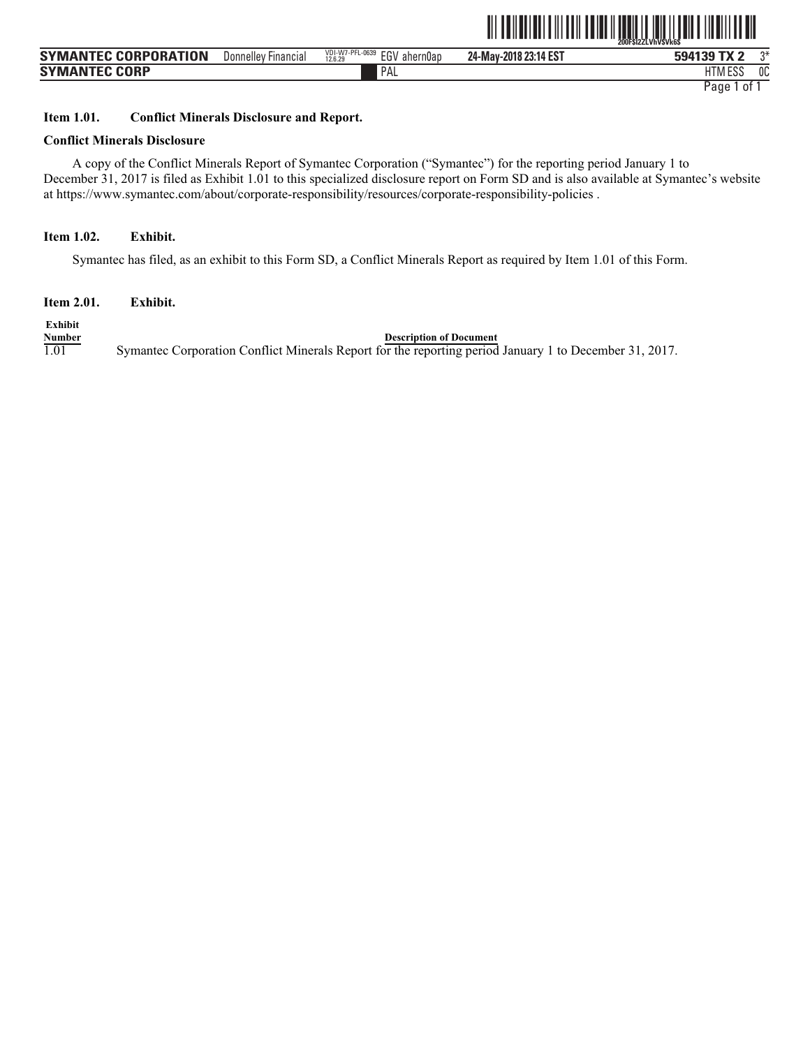### Item 1.01. Conflict Minerals Disclosure and Report.

**Conflict Minerals Disclosure**

A copy of the Conflict Minerals Report of Symantec Corporation ("Symantec") for the reporting period January 1 to December 31, 2017 is filed as Exhibit 1.01 to this specialized disclosure report on Form SD and is also available at Symantec's website at https://www.symantec.com/about/corporate-responsibility/resources/corporate-responsibility-policies .

### Item 1.02. Exhibit.

Symantec has filed, as an exhibit to this Form SD, a Conflict Minerals Report as required by Item 1.01 of this Form.

### Item 2.01. Exhibit.

| Exhibit Number | Description of Document |
|---|---|
| 1.01 | Symantec Corporation Conflict Minerals Report for the reporting period January 1 to December 31, 2017. |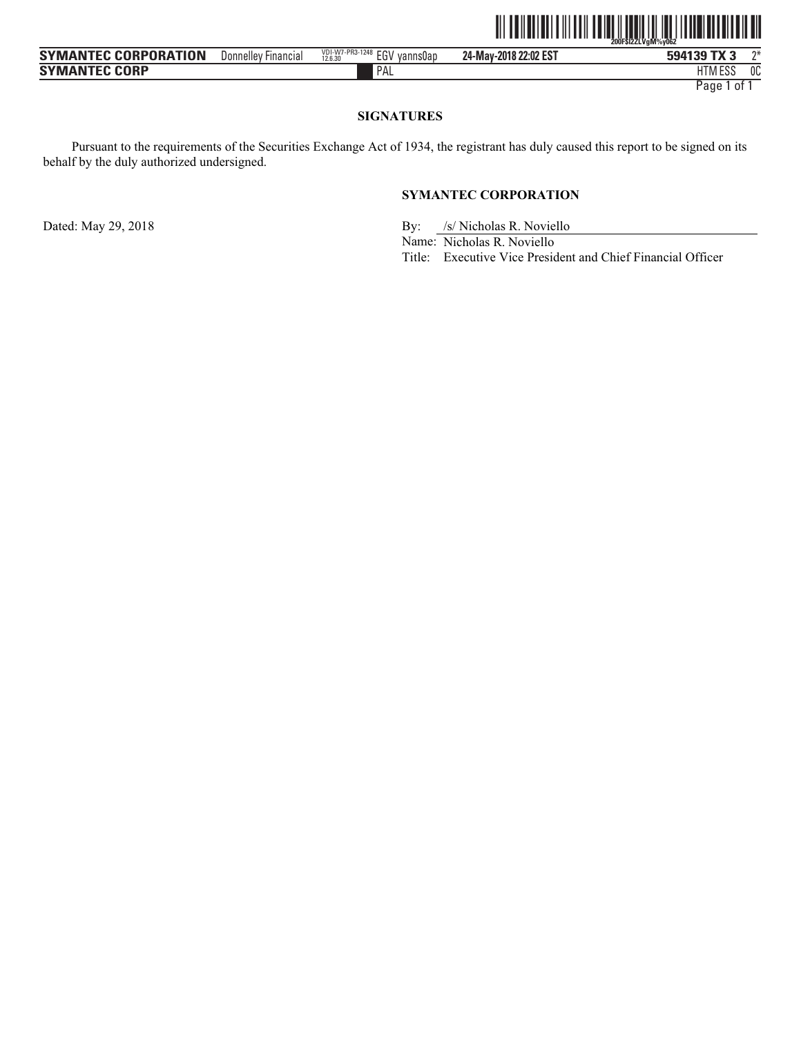## SIGNATURES

Pursuant to the requirements of the Securities Exchange Act of 1934, the registrant has duly caused this report to be signed on its behalf by the duly authorized undersigned.

**SYMANTEC CORPORATION**

Dated: May 29, 2018

By: /s/ Nicholas R. Noviello
Name: Nicholas R. Noviello
Title: Executive Vice President and Chief Financial Officer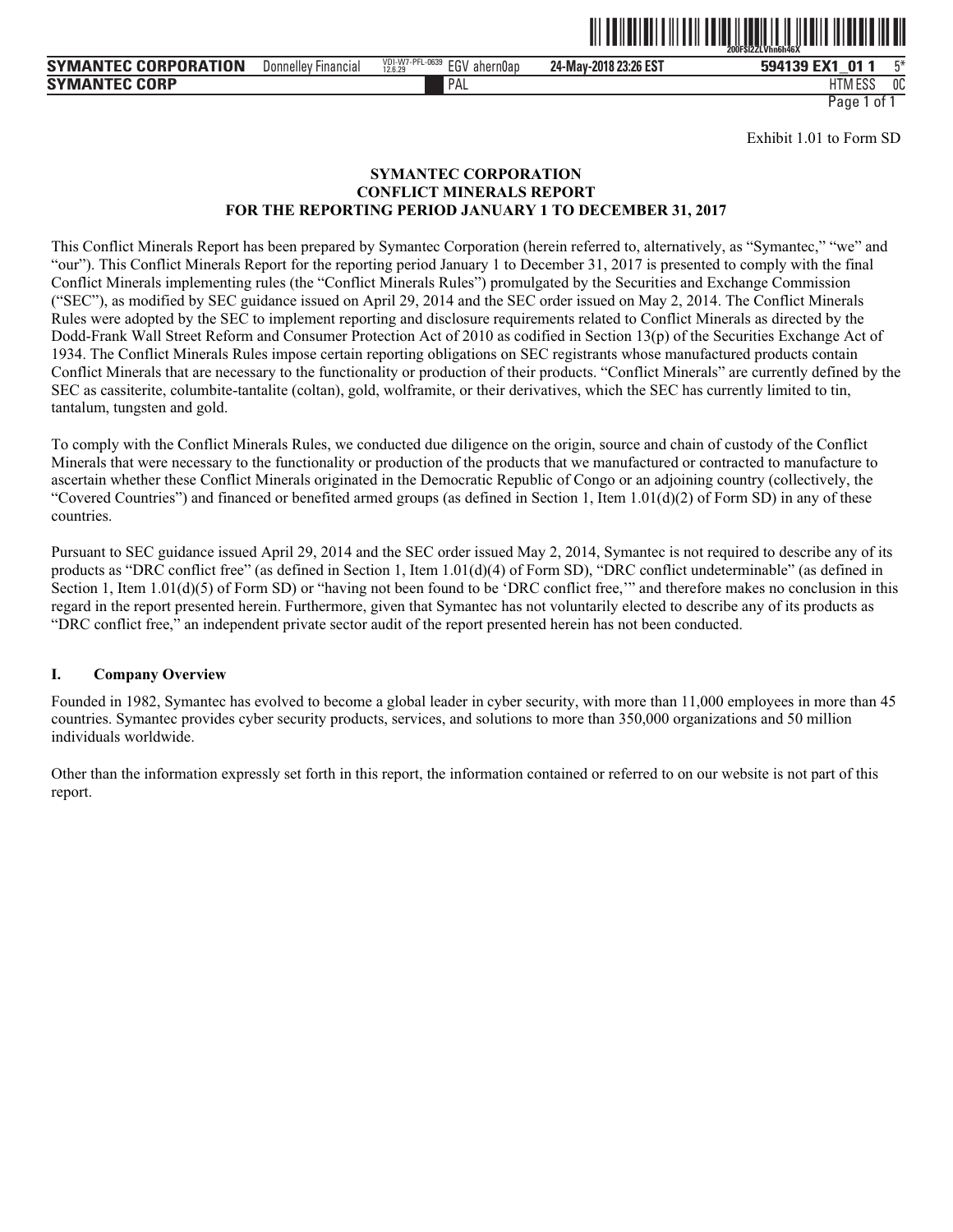Exhibit 1.01 to Form SD

**SYMANTEC CORPORATION**
**CONFLICT MINERALS REPORT**
**FOR THE REPORTING PERIOD JANUARY 1 TO DECEMBER 31, 2017**

This Conflict Minerals Report has been prepared by Symantec Corporation (herein referred to, alternatively, as "Symantec," "we" and "our"). This Conflict Minerals Report for the reporting period January 1 to December 31, 2017 is presented to comply with the final Conflict Minerals implementing rules (the "Conflict Minerals Rules") promulgated by the Securities and Exchange Commission ("SEC"), as modified by SEC guidance issued on April 29, 2014 and the SEC order issued on May 2, 2014. The Conflict Minerals Rules were adopted by the SEC to implement reporting and disclosure requirements related to Conflict Minerals as directed by the Dodd-Frank Wall Street Reform and Consumer Protection Act of 2010 as codified in Section 13(p) of the Securities Exchange Act of 1934. The Conflict Minerals Rules impose certain reporting obligations on SEC registrants whose manufactured products contain Conflict Minerals that are necessary to the functionality or production of their products. "Conflict Minerals" are currently defined by the SEC as cassiterite, columbite-tantalite (coltan), gold, wolframite, or their derivatives, which the SEC has currently limited to tin, tantalum, tungsten and gold.

To comply with the Conflict Minerals Rules, we conducted due diligence on the origin, source and chain of custody of the Conflict Minerals that were necessary to the functionality or production of the products that we manufactured or contracted to manufacture to ascertain whether these Conflict Minerals originated in the Democratic Republic of Congo or an adjoining country (collectively, the "Covered Countries") and financed or benefited armed groups (as defined in Section 1, Item 1.01(d)(2) of Form SD) in any of these countries.

Pursuant to SEC guidance issued April 29, 2014 and the SEC order issued May 2, 2014, Symantec is not required to describe any of its products as "DRC conflict free" (as defined in Section 1, Item 1.01(d)(4) of Form SD), "DRC conflict undeterminable" (as defined in Section 1, Item 1.01(d)(5) of Form SD) or "having not been found to be 'DRC conflict free,'" and therefore makes no conclusion in this regard in the report presented herein. Furthermore, given that Symantec has not voluntarily elected to describe any of its products as "DRC conflict free," an independent private sector audit of the report presented herein has not been conducted.

## I. Company Overview

Founded in 1982, Symantec has evolved to become a global leader in cyber security, with more than 11,000 employees in more than 45 countries. Symantec provides cyber security products, services, and solutions to more than 350,000 organizations and 50 million individuals worldwide.

Other than the information expressly set forth in this report, the information contained or referred to on our website is not part of this report.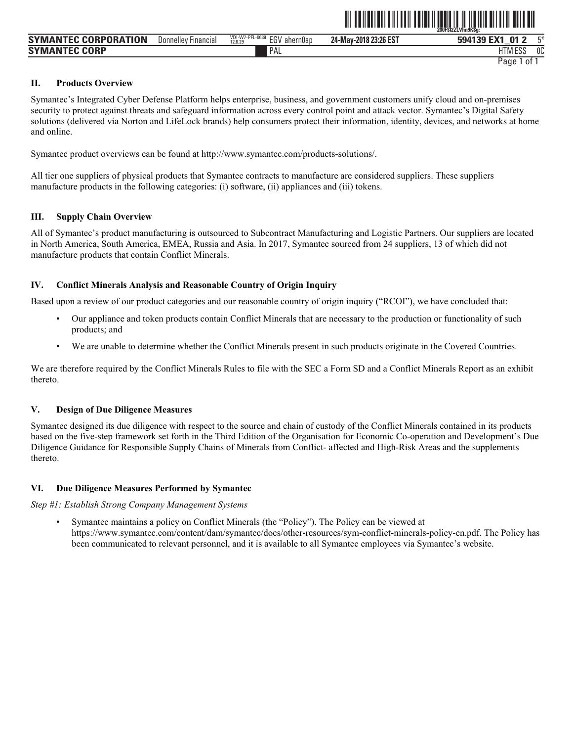## II. Products Overview

Symantec's Integrated Cyber Defense Platform helps enterprise, business, and government customers unify cloud and on-premises security to protect against threats and safeguard information across every control point and attack vector. Symantec's Digital Safety solutions (delivered via Norton and LifeLock brands) help consumers protect their information, identity, devices, and networks at home and online.

Symantec product overviews can be found at http://www.symantec.com/products-solutions/.

All tier one suppliers of physical products that Symantec contracts to manufacture are considered suppliers. These suppliers manufacture products in the following categories: (i) software, (ii) appliances and (iii) tokens.

## III. Supply Chain Overview

All of Symantec's product manufacturing is outsourced to Subcontract Manufacturing and Logistic Partners. Our suppliers are located in North America, South America, EMEA, Russia and Asia. In 2017, Symantec sourced from 24 suppliers, 13 of which did not manufacture products that contain Conflict Minerals.

## IV. Conflict Minerals Analysis and Reasonable Country of Origin Inquiry

Based upon a review of our product categories and our reasonable country of origin inquiry ("RCOI"), we have concluded that:

- Our appliance and token products contain Conflict Minerals that are necessary to the production or functionality of such products; and
- We are unable to determine whether the Conflict Minerals present in such products originate in the Covered Countries.

We are therefore required by the Conflict Minerals Rules to file with the SEC a Form SD and a Conflict Minerals Report as an exhibit thereto.

## V. Design of Due Diligence Measures

Symantec designed its due diligence with respect to the source and chain of custody of the Conflict Minerals contained in its products based on the five-step framework set forth in the Third Edition of the Organisation for Economic Co-operation and Development's Due Diligence Guidance for Responsible Supply Chains of Minerals from Conflict- affected and High-Risk Areas and the supplements thereto.

## VI. Due Diligence Measures Performed by Symantec

*Step #1: Establish Strong Company Management Systems*

- Symantec maintains a policy on Conflict Minerals (the "Policy"). The Policy can be viewed at https://www.symantec.com/content/dam/symantec/docs/other-resources/sym-conflict-minerals-policy-en.pdf. The Policy has been communicated to relevant personnel, and it is available to all Symantec employees via Symantec's website.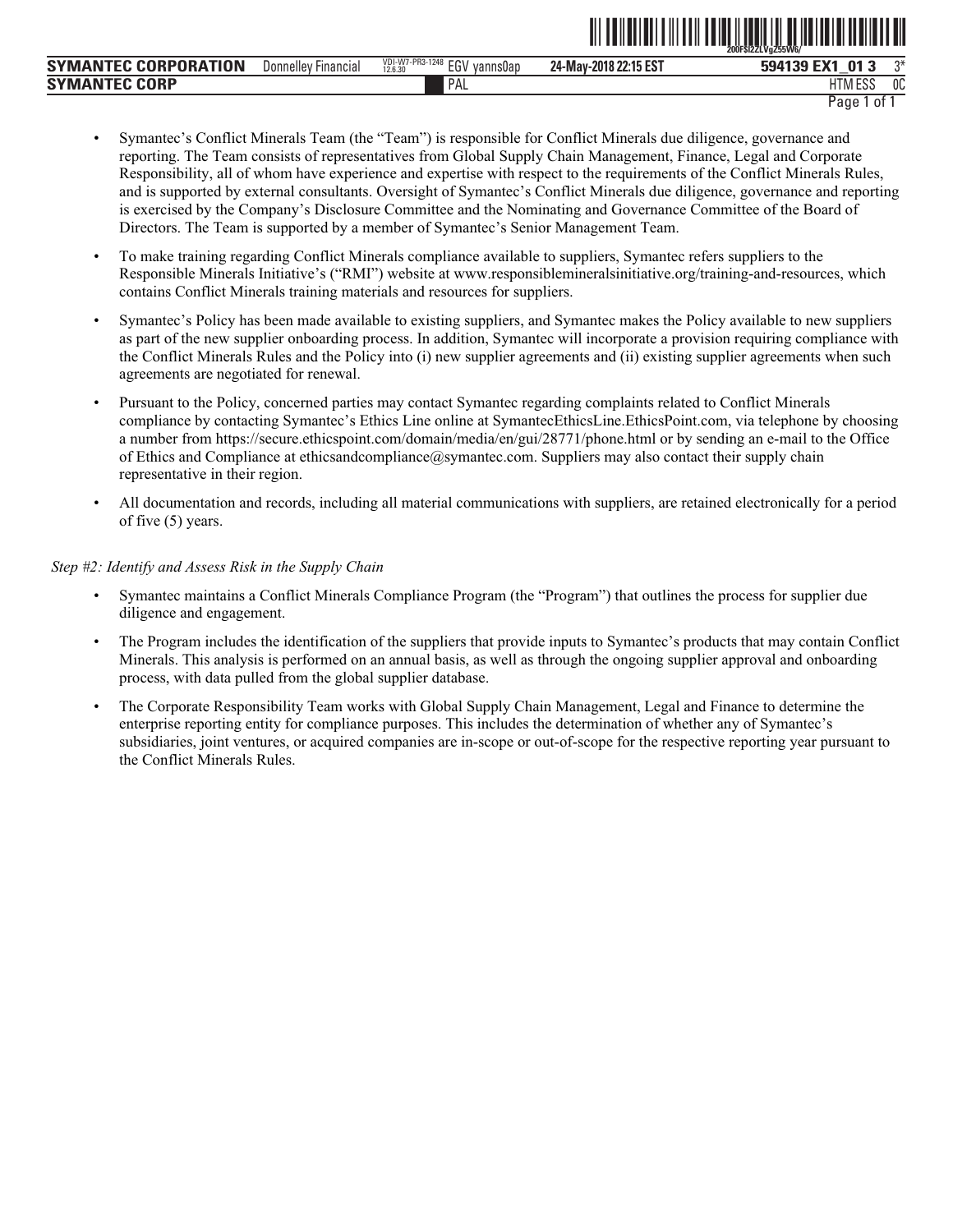- Symantec's Conflict Minerals Team (the "Team") is responsible for Conflict Minerals due diligence, governance and reporting. The Team consists of representatives from Global Supply Chain Management, Finance, Legal and Corporate Responsibility, all of whom have experience and expertise with respect to the requirements of the Conflict Minerals Rules, and is supported by external consultants. Oversight of Symantec's Conflict Minerals due diligence, governance and reporting is exercised by the Company's Disclosure Committee and the Nominating and Governance Committee of the Board of Directors. The Team is supported by a member of Symantec's Senior Management Team.
- To make training regarding Conflict Minerals compliance available to suppliers, Symantec refers suppliers to the Responsible Minerals Initiative's ("RMI") website at www.responsiblemineralsinitiative.org/training-and-resources, which contains Conflict Minerals training materials and resources for suppliers.
- Symantec's Policy has been made available to existing suppliers, and Symantec makes the Policy available to new suppliers as part of the new supplier onboarding process. In addition, Symantec will incorporate a provision requiring compliance with the Conflict Minerals Rules and the Policy into (i) new supplier agreements and (ii) existing supplier agreements when such agreements are negotiated for renewal.
- Pursuant to the Policy, concerned parties may contact Symantec regarding complaints related to Conflict Minerals compliance by contacting Symantec's Ethics Line online at SymantecEthicsLine.EthicsPoint.com, via telephone by choosing a number from https://secure.ethicspoint.com/domain/media/en/gui/28771/phone.html or by sending an e-mail to the Office of Ethics and Compliance at ethicsandcompliance@symantec.com. Suppliers may also contact their supply chain representative in their region.
- All documentation and records, including all material communications with suppliers, are retained electronically for a period of five (5) years.

*Step #2: Identify and Assess Risk in the Supply Chain*

- Symantec maintains a Conflict Minerals Compliance Program (the "Program") that outlines the process for supplier due diligence and engagement.
- The Program includes the identification of the suppliers that provide inputs to Symantec's products that may contain Conflict Minerals. This analysis is performed on an annual basis, as well as through the ongoing supplier approval and onboarding process, with data pulled from the global supplier database.
- The Corporate Responsibility Team works with Global Supply Chain Management, Legal and Finance to determine the enterprise reporting entity for compliance purposes. This includes the determination of whether any of Symantec's subsidiaries, joint ventures, or acquired companies are in-scope or out-of-scope for the respective reporting year pursuant to the Conflict Minerals Rules.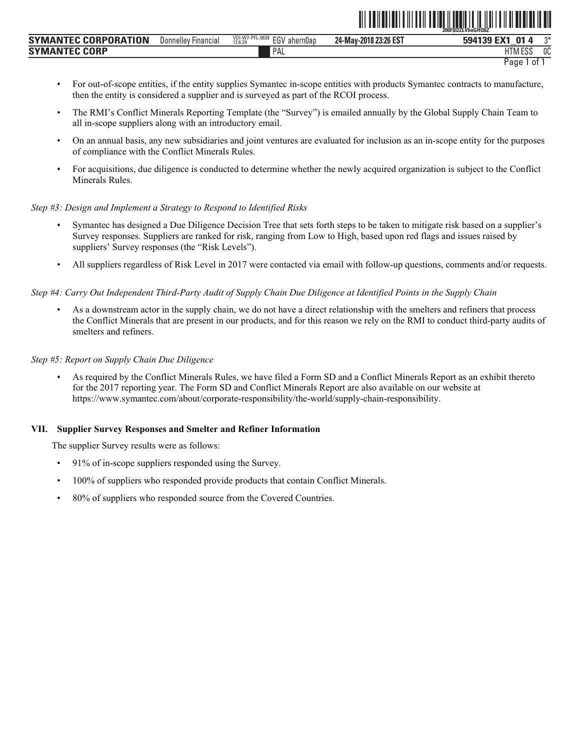- For out-of-scope entities, if the entity supplies Symantec in-scope entities with products Symantec contracts to manufacture, then the entity is considered a supplier and is surveyed as part of the RCOI process.
- The RMI's Conflict Minerals Reporting Template (the "Survey") is emailed annually by the Global Supply Chain Team to all in-scope suppliers along with an introductory email.
- On an annual basis, any new subsidiaries and joint ventures are evaluated for inclusion as an in-scope entity for the purposes of compliance with the Conflict Minerals Rules.
- For acquisitions, due diligence is conducted to determine whether the newly acquired organization is subject to the Conflict Minerals Rules.

*Step #3: Design and Implement a Strategy to Respond to Identified Risks*

- Symantec has designed a Due Diligence Decision Tree that sets forth steps to be taken to mitigate risk based on a supplier's Survey responses. Suppliers are ranked for risk, ranging from Low to High, based upon red flags and issues raised by suppliers' Survey responses (the "Risk Levels").
- All suppliers regardless of Risk Level in 2017 were contacted via email with follow-up questions, comments and/or requests.

*Step #4: Carry Out Independent Third-Party Audit of Supply Chain Due Diligence at Identified Points in the Supply Chain*

- As a downstream actor in the supply chain, we do not have a direct relationship with the smelters and refiners that process the Conflict Minerals that are present in our products, and for this reason we rely on the RMI to conduct third-party audits of smelters and refiners.

*Step #5: Report on Supply Chain Due Diligence*

- As required by the Conflict Minerals Rules, we have filed a Form SD and a Conflict Minerals Report as an exhibit thereto for the 2017 reporting year. The Form SD and Conflict Minerals Report are also available on our website at https://www.symantec.com/about/corporate-responsibility/the-world/supply-chain-responsibility.

## VII. Supplier Survey Responses and Smelter and Refiner Information

The supplier Survey results were as follows:

- 91% of in-scope suppliers responded using the Survey.
- 100% of suppliers who responded provide products that contain Conflict Minerals.
- 80% of suppliers who responded source from the Covered Countries.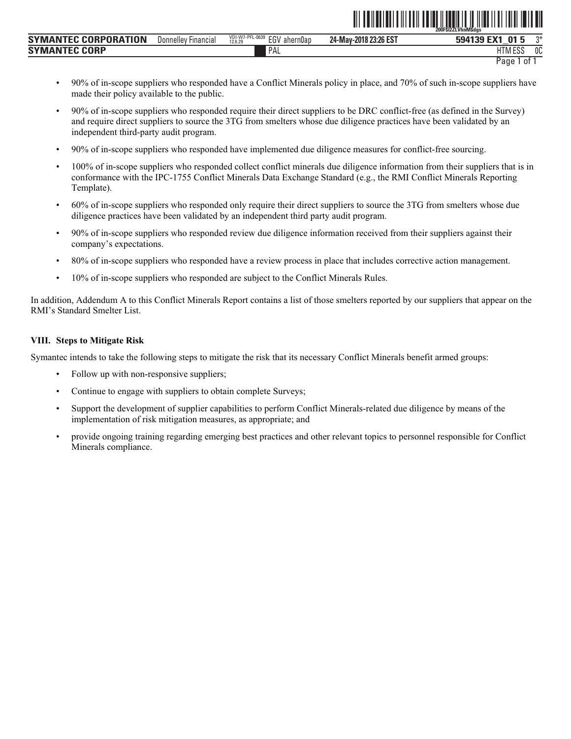- 90% of in-scope suppliers who responded have a Conflict Minerals policy in place, and 70% of such in-scope suppliers have made their policy available to the public.
- 90% of in-scope suppliers who responded require their direct suppliers to be DRC conflict-free (as defined in the Survey) and require direct suppliers to source the 3TG from smelters whose due diligence practices have been validated by an independent third-party audit program.
- 90% of in-scope suppliers who responded have implemented due diligence measures for conflict-free sourcing.
- 100% of in-scope suppliers who responded collect conflict minerals due diligence information from their suppliers that is in conformance with the IPC-1755 Conflict Minerals Data Exchange Standard (e.g., the RMI Conflict Minerals Reporting Template).
- 60% of in-scope suppliers who responded only require their direct suppliers to source the 3TG from smelters whose due diligence practices have been validated by an independent third party audit program.
- 90% of in-scope suppliers who responded review due diligence information received from their suppliers against their company's expectations.
- 80% of in-scope suppliers who responded have a review process in place that includes corrective action management.
- 10% of in-scope suppliers who responded are subject to the Conflict Minerals Rules.

In addition, Addendum A to this Conflict Minerals Report contains a list of those smelters reported by our suppliers that appear on the RMI's Standard Smelter List.

### VIII. Steps to Mitigate Risk

Symantec intends to take the following steps to mitigate the risk that its necessary Conflict Minerals benefit armed groups:

- Follow up with non-responsive suppliers;
- Continue to engage with suppliers to obtain complete Surveys;
- Support the development of supplier capabilities to perform Conflict Minerals-related due diligence by means of the implementation of risk mitigation measures, as appropriate; and
- provide ongoing training regarding emerging best practices and other relevant topics to personnel responsible for Conflict Minerals compliance.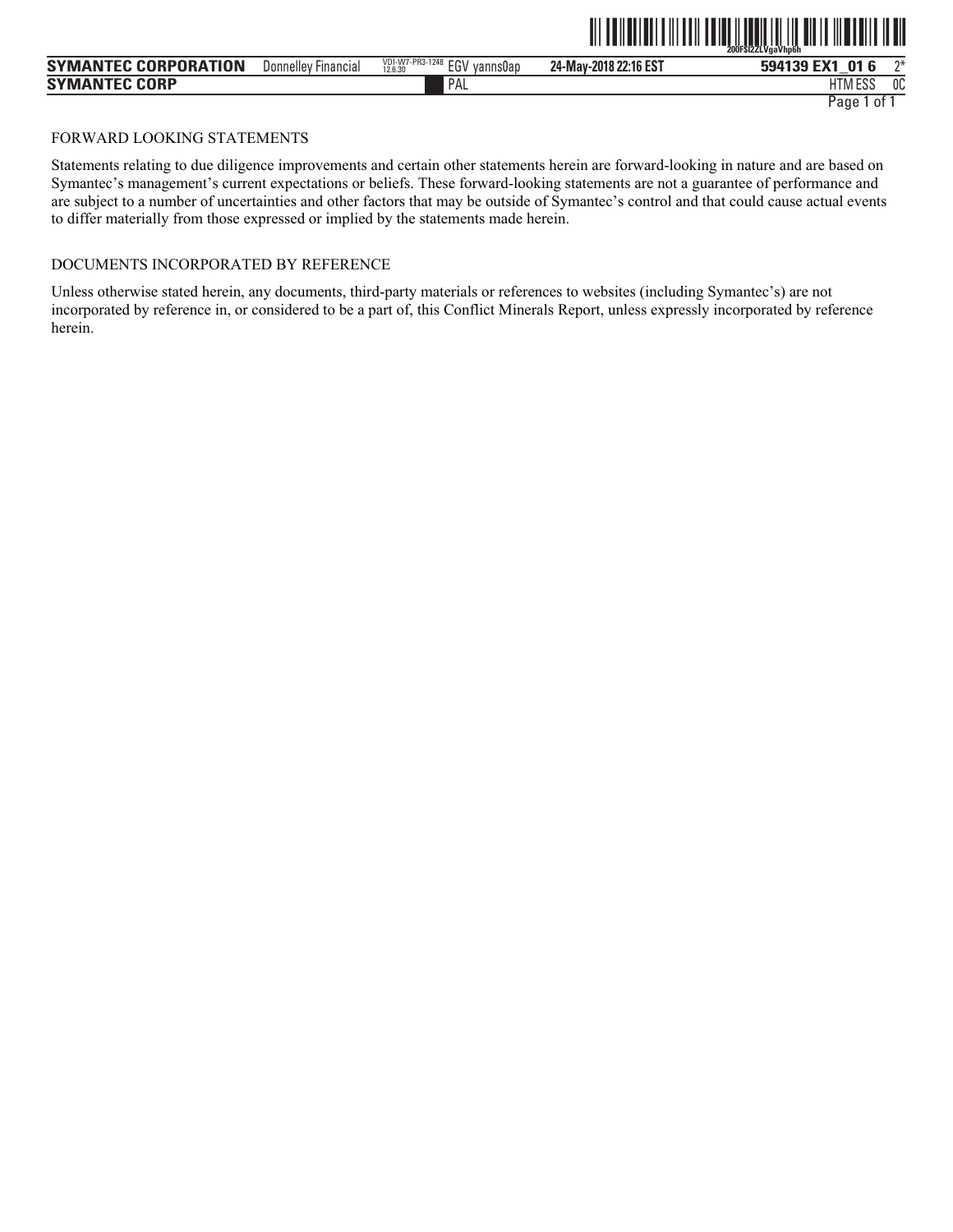## FORWARD LOOKING STATEMENTS

Statements relating to due diligence improvements and certain other statements herein are forward-looking in nature and are based on Symantec's management's current expectations or beliefs. These forward-looking statements are not a guarantee of performance and are subject to a number of uncertainties and other factors that may be outside of Symantec's control and that could cause actual events to differ materially from those expressed or implied by the statements made herein.

## DOCUMENTS INCORPORATED BY REFERENCE

Unless otherwise stated herein, any documents, third-party materials or references to websites (including Symantec's) are not incorporated by reference in, or considered to be a part of, this Conflict Minerals Report, unless expressly incorporated by reference herein.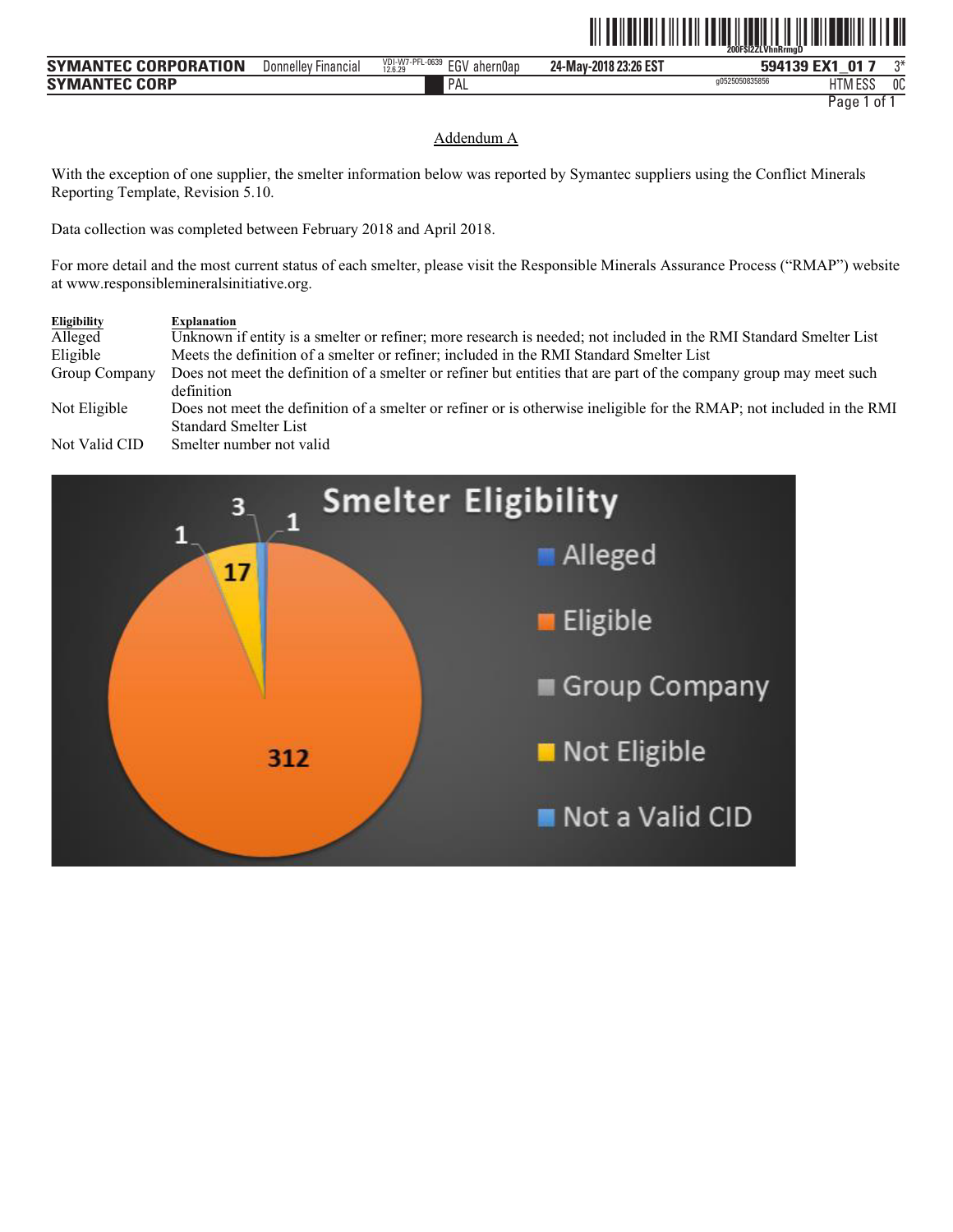Addendum A

With the exception of one supplier, the smelter information below was reported by Symantec suppliers using the Conflict Minerals Reporting Template, Revision 5.10.

Data collection was completed between February 2018 and April 2018.

For more detail and the most current status of each smelter, please visit the Responsible Minerals Assurance Process ("RMAP") website at www.responsiblemineralsinitiative.org.

| Eligibility | Explanation |
|---|---|
| Alleged | Unknown if entity is a smelter or refiner; more research is needed; not included in the RMI Standard Smelter List |
| Eligible | Meets the definition of a smelter or refiner; included in the RMI Standard Smelter List |
| Group Company | Does not meet the definition of a smelter or refiner but entities that are part of the company group may meet such definition |
| Not Eligible | Does not meet the definition of a smelter or refiner or is otherwise ineligible for the RMAP; not included in the RMI Standard Smelter List |
| Not Valid CID | Smelter number not valid |

Smelter Eligibility

| Eligibility | Count |
|---|---|
| Alleged | 1 |
| Eligible | 312 |
| Group Company | 1 |
| Not Eligible | 17 |
| Not a Valid CID | 3 |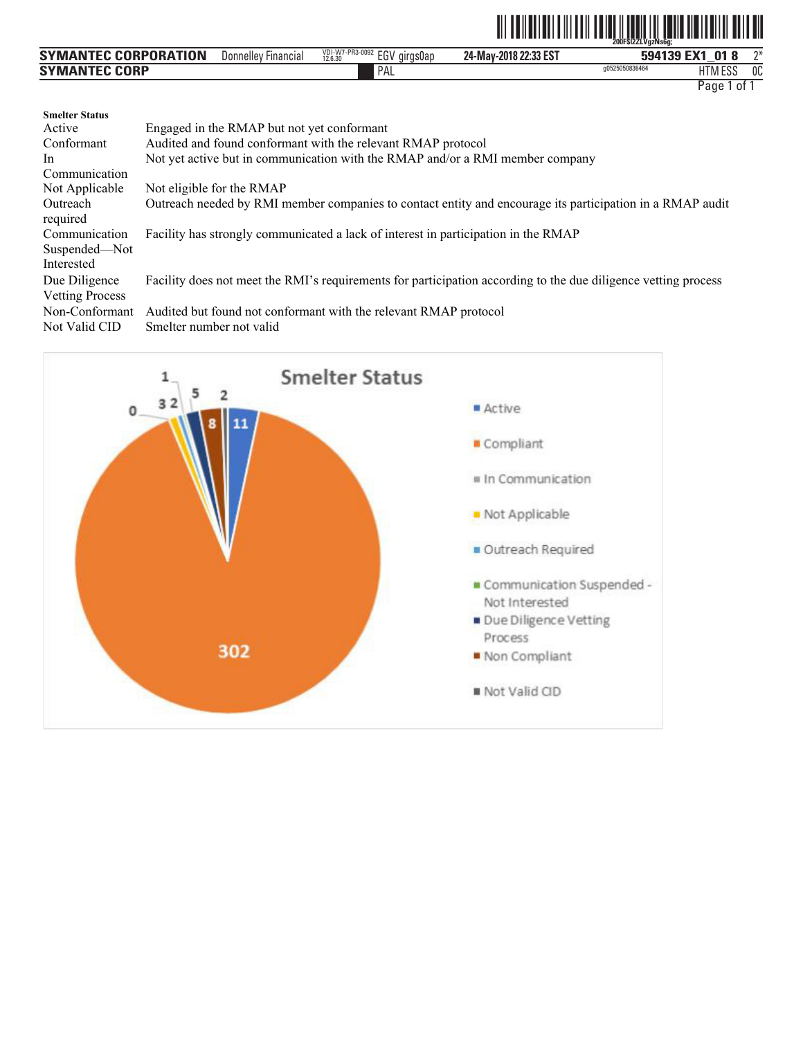**Smelter Status**

| | |
|---|---|
| Active | Engaged in the RMAP but not yet conformant |
| Conformant | Audited and found conformant with the relevant RMAP protocol |
| In Communication | Not yet active but in communication with the RMAP and/or a RMI member company |
| Not Applicable | Not eligible for the RMAP |
| Outreach required | Outreach needed by RMI member companies to contact entity and encourage its participation in a RMAP audit |
| Communication Suspended—Not Interested | Facility has strongly communicated a lack of interest in participation in the RMAP |
| Due Diligence Vetting Process | Facility does not meet the RMI's requirements for participation according to the due diligence vetting process |
| Non-Conformant | Audited but found not conformant with the relevant RMAP protocol |
| Not Valid CID | Smelter number not valid |

**Smelter Status**

| Status | Count |
|---|---|
| Active | 11 |
| Compliant | 302 |
| In Communication | 0 |
| Not Applicable | 3 |
| Outreach Required | 2 |
| Communication Suspended - Not Interested | 1 |
| Due Diligence Vetting Process | 5 |
| Non Compliant | 8 |
| Not Valid CID | 2 |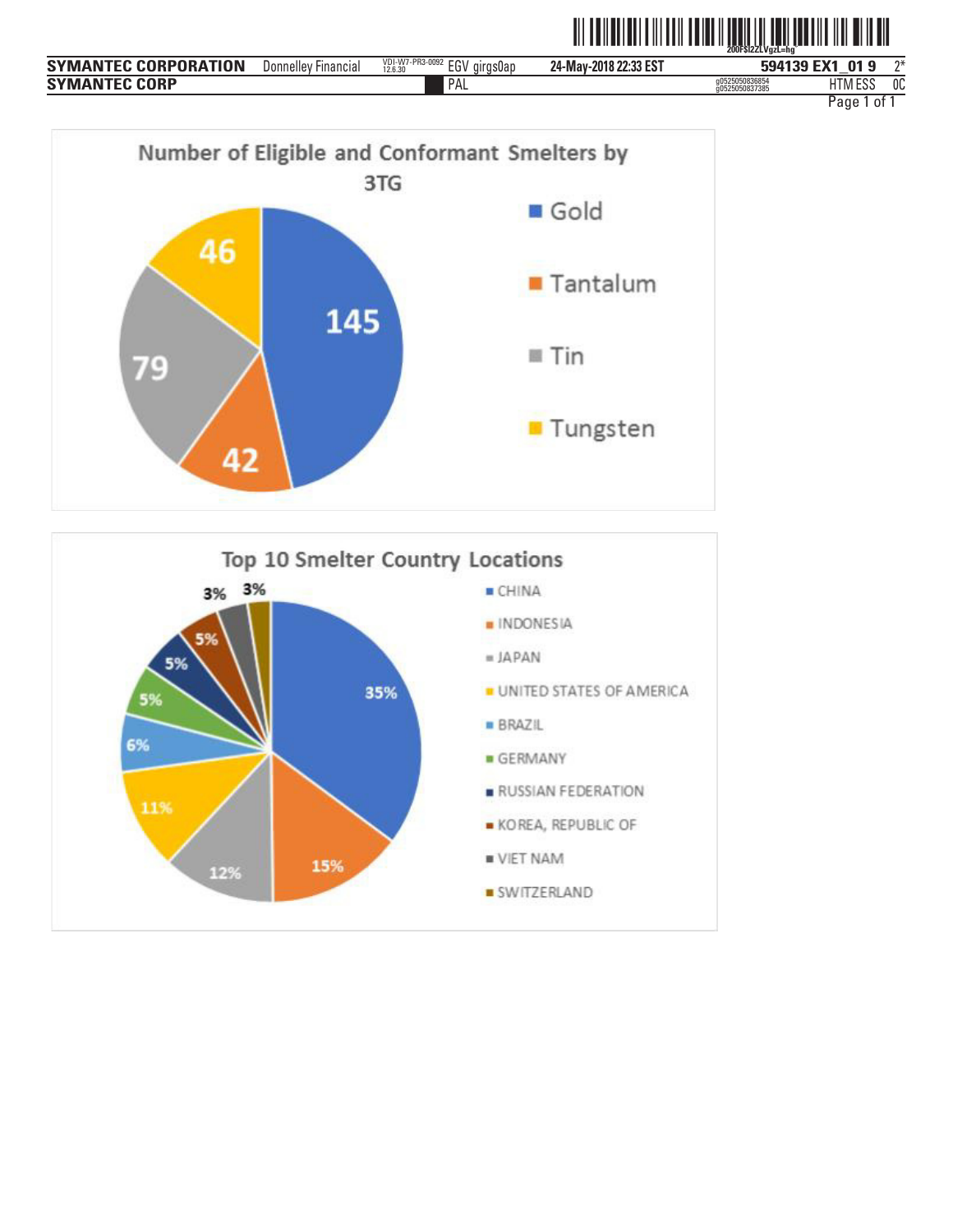## Number of Eligible and Conformant Smelters by 3TG

| 3TG | Number of Smelters |
|---|---|
| Gold | 145 |
| Tantalum | 42 |
| Tin | 79 |
| Tungsten | 46 |

## Top 10 Smelter Country Locations

| Country | Percentage |
|---|---|
| CHINA | 35% |
| INDONESIA | 15% |
| JAPAN | 12% |
| UNITED STATES OF AMERICA | 11% |
| BRAZIL | 6% |
| GERMANY | 5% |
| RUSSIAN FEDERATION | 5% |
| KOREA, REPUBLIC OF | 5% |
| VIET NAM | 3% |
| SWITZERLAND | 3% |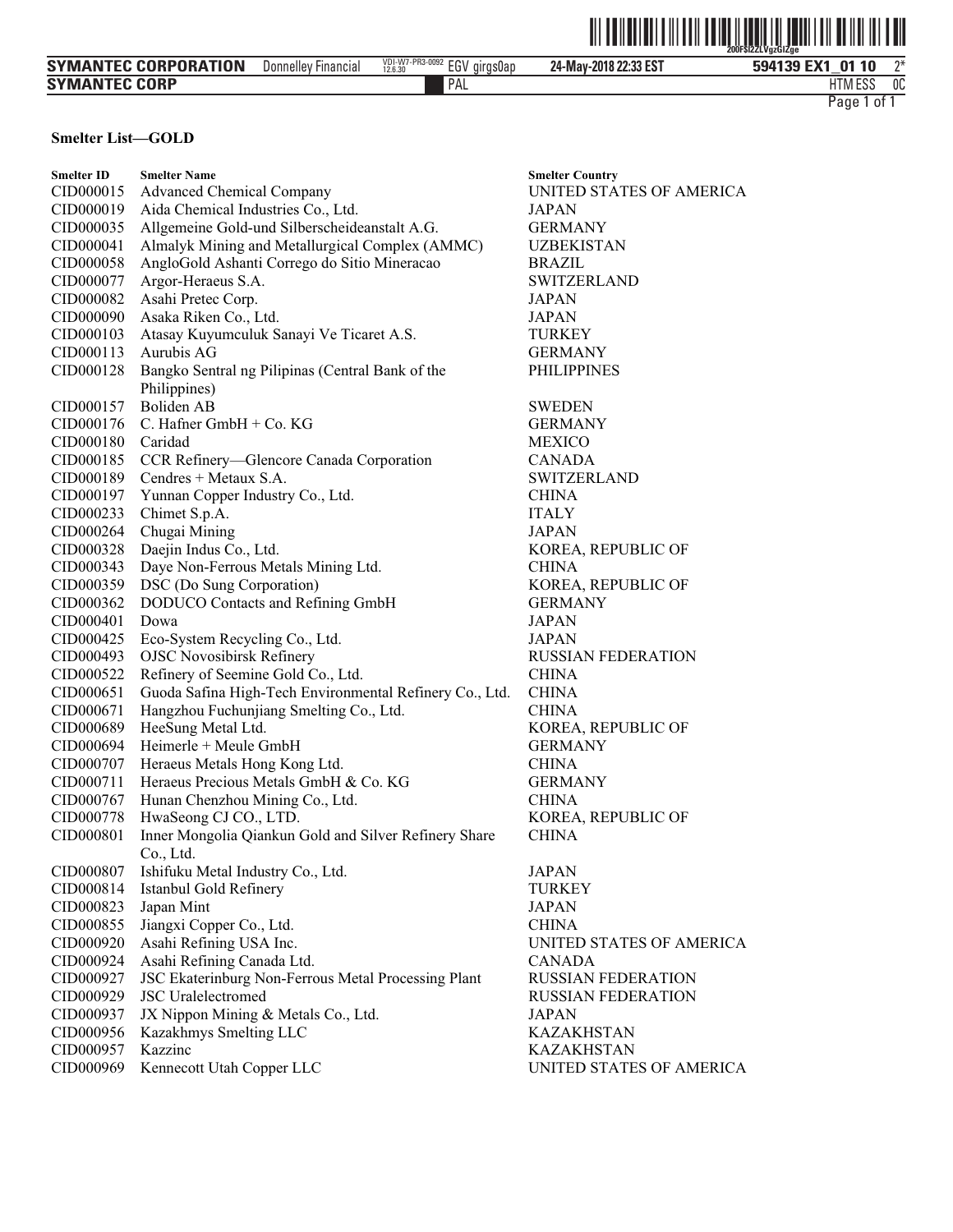**Smelter List—GOLD**

| Smelter ID | Smelter Name | Smelter Country |
|---|---|---|
| CID000015 | Advanced Chemical Company | UNITED STATES OF AMERICA |
| CID000019 | Aida Chemical Industries Co., Ltd. | JAPAN |
| CID000035 | Allgemeine Gold-und Silberscheideanstalt A.G. | GERMANY |
| CID000041 | Almalyk Mining and Metallurgical Complex (AMMC) | UZBEKISTAN |
| CID000058 | AngloGold Ashanti Corrego do Sitio Mineracao | BRAZIL |
| CID000077 | Argor-Heraeus S.A. | SWITZERLAND |
| CID000082 | Asahi Pretec Corp. | JAPAN |
| CID000090 | Asaka Riken Co., Ltd. | JAPAN |
| CID000103 | Atasay Kuyumculuk Sanayi Ve Ticaret A.S. | TURKEY |
| CID000113 | Aurubis AG | GERMANY |
| CID000128 | Bangko Sentral ng Pilipinas (Central Bank of the Philippines) | PHILIPPINES |
| CID000157 | Boliden AB | SWEDEN |
| CID000176 | C. Hafner GmbH + Co. KG | GERMANY |
| CID000180 | Caridad | MEXICO |
| CID000185 | CCR Refinery—Glencore Canada Corporation | CANADA |
| CID000189 | Cendres + Metaux S.A. | SWITZERLAND |
| CID000197 | Yunnan Copper Industry Co., Ltd. | CHINA |
| CID000233 | Chimet S.p.A. | ITALY |
| CID000264 | Chugai Mining | JAPAN |
| CID000328 | Daejin Indus Co., Ltd. | KOREA, REPUBLIC OF |
| CID000343 | Daye Non-Ferrous Metals Mining Ltd. | CHINA |
| CID000359 | DSC (Do Sung Corporation) | KOREA, REPUBLIC OF |
| CID000362 | DODUCO Contacts and Refining GmbH | GERMANY |
| CID000401 | Dowa | JAPAN |
| CID000425 | Eco-System Recycling Co., Ltd. | JAPAN |
| CID000493 | OJSC Novosibirsk Refinery | RUSSIAN FEDERATION |
| CID000522 | Refinery of Seemine Gold Co., Ltd. | CHINA |
| CID000651 | Guoda Safina High-Tech Environmental Refinery Co., Ltd. | CHINA |
| CID000671 | Hangzhou Fuchunjiang Smelting Co., Ltd. | CHINA |
| CID000689 | HeeSung Metal Ltd. | KOREA, REPUBLIC OF |
| CID000694 | Heimerle + Meule GmbH | GERMANY |
| CID000707 | Heraeus Metals Hong Kong Ltd. | CHINA |
| CID000711 | Heraeus Precious Metals GmbH & Co. KG | GERMANY |
| CID000767 | Hunan Chenzhou Mining Co., Ltd. | CHINA |
| CID000778 | HwaSeong CJ CO., LTD. | KOREA, REPUBLIC OF |
| CID000801 | Inner Mongolia Qiankun Gold and Silver Refinery Share Co., Ltd. | CHINA |
| CID000807 | Ishifuku Metal Industry Co., Ltd. | JAPAN |
| CID000814 | Istanbul Gold Refinery | TURKEY |
| CID000823 | Japan Mint | JAPAN |
| CID000855 | Jiangxi Copper Co., Ltd. | CHINA |
| CID000920 | Asahi Refining USA Inc. | UNITED STATES OF AMERICA |
| CID000924 | Asahi Refining Canada Ltd. | CANADA |
| CID000927 | JSC Ekaterinburg Non-Ferrous Metal Processing Plant | RUSSIAN FEDERATION |
| CID000929 | JSC Uralelectromed | RUSSIAN FEDERATION |
| CID000937 | JX Nippon Mining & Metals Co., Ltd. | JAPAN |
| CID000956 | Kazakhmys Smelting LLC | KAZAKHSTAN |
| CID000957 | Kazzinc | KAZAKHSTAN |
| CID000969 | Kennecott Utah Copper LLC | UNITED STATES OF AMERICA |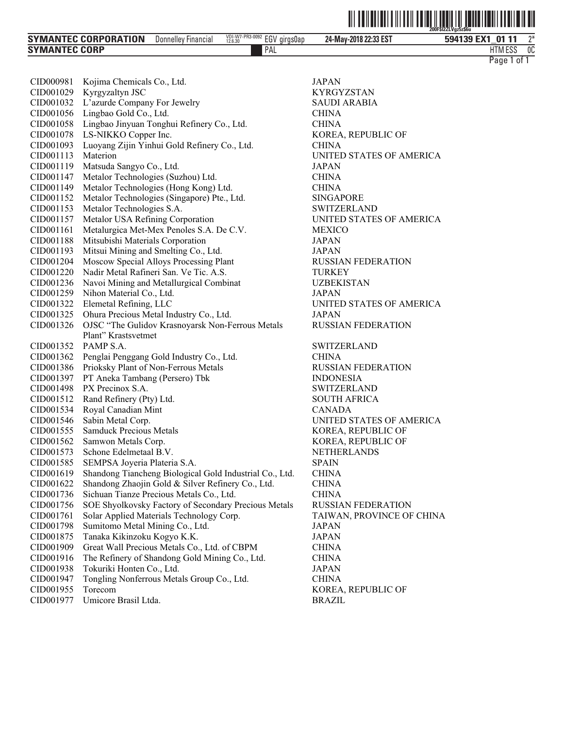| | | |
|---|---|---|
| CID000981 | Kojima Chemicals Co., Ltd. | JAPAN |
| CID001029 | Kyrgyzaltyn JSC | KYRGYZSTAN |
| CID001032 | L'azurde Company For Jewelry | SAUDI ARABIA |
| CID001056 | Lingbao Gold Co., Ltd. | CHINA |
| CID001058 | Lingbao Jinyuan Tonghui Refinery Co., Ltd. | CHINA |
| CID001078 | LS-NIKKO Copper Inc. | KOREA, REPUBLIC OF |
| CID001093 | Luoyang Zijin Yinhui Gold Refinery Co., Ltd. | CHINA |
| CID001113 | Materion | UNITED STATES OF AMERICA |
| CID001119 | Matsuda Sangyo Co., Ltd. | JAPAN |
| CID001147 | Metalor Technologies (Suzhou) Ltd. | CHINA |
| CID001149 | Metalor Technologies (Hong Kong) Ltd. | CHINA |
| CID001152 | Metalor Technologies (Singapore) Pte., Ltd. | SINGAPORE |
| CID001153 | Metalor Technologies S.A. | SWITZERLAND |
| CID001157 | Metalor USA Refining Corporation | UNITED STATES OF AMERICA |
| CID001161 | Metalurgica Met-Mex Penoles S.A. De C.V. | MEXICO |
| CID001188 | Mitsubishi Materials Corporation | JAPAN |
| CID001193 | Mitsui Mining and Smelting Co., Ltd. | JAPAN |
| CID001204 | Moscow Special Alloys Processing Plant | RUSSIAN FEDERATION |
| CID001220 | Nadir Metal Rafineri San. Ve Tic. A.S. | TURKEY |
| CID001236 | Navoi Mining and Metallurgical Combinat | UZBEKISTAN |
| CID001259 | Nihon Material Co., Ltd. | JAPAN |
| CID001322 | Elemetal Refining, LLC | UNITED STATES OF AMERICA |
| CID001325 | Ohura Precious Metal Industry Co., Ltd. | JAPAN |
| CID001326 | OJSC "The Gulidov Krasnoyarsk Non-Ferrous Metals Plant" Krastsvetmet | RUSSIAN FEDERATION |
| CID001352 | PAMP S.A. | SWITZERLAND |
| CID001362 | Penglai Penggang Gold Industry Co., Ltd. | CHINA |
| CID001386 | Prioksky Plant of Non-Ferrous Metals | RUSSIAN FEDERATION |
| CID001397 | PT Aneka Tambang (Persero) Tbk | INDONESIA |
| CID001498 | PX Precinox S.A. | SWITZERLAND |
| CID001512 | Rand Refinery (Pty) Ltd. | SOUTH AFRICA |
| CID001534 | Royal Canadian Mint | CANADA |
| CID001546 | Sabin Metal Corp. | UNITED STATES OF AMERICA |
| CID001555 | Samduck Precious Metals | KOREA, REPUBLIC OF |
| CID001562 | Samwon Metals Corp. | KOREA, REPUBLIC OF |
| CID001573 | Schone Edelmetaal B.V. | NETHERLANDS |
| CID001585 | SEMPSA Joyeria Plateria S.A. | SPAIN |
| CID001619 | Shandong Tiancheng Biological Gold Industrial Co., Ltd. | CHINA |
| CID001622 | Shandong Zhaojin Gold & Silver Refinery Co., Ltd. | CHINA |
| CID001736 | Sichuan Tianze Precious Metals Co., Ltd. | CHINA |
| CID001756 | SOE Shyolkovsky Factory of Secondary Precious Metals | RUSSIAN FEDERATION |
| CID001761 | Solar Applied Materials Technology Corp. | TAIWAN, PROVINCE OF CHINA |
| CID001798 | Sumitomo Metal Mining Co., Ltd. | JAPAN |
| CID001875 | Tanaka Kikinzoku Kogyo K.K. | JAPAN |
| CID001909 | Great Wall Precious Metals Co., Ltd. of CBPM | CHINA |
| CID001916 | The Refinery of Shandong Gold Mining Co., Ltd. | CHINA |
| CID001938 | Tokuriki Honten Co., Ltd. | JAPAN |
| CID001947 | Tongling Nonferrous Metals Group Co., Ltd. | CHINA |
| CID001955 | Torecom | KOREA, REPUBLIC OF |
| CID001977 | Umicore Brasil Ltda. | BRAZIL |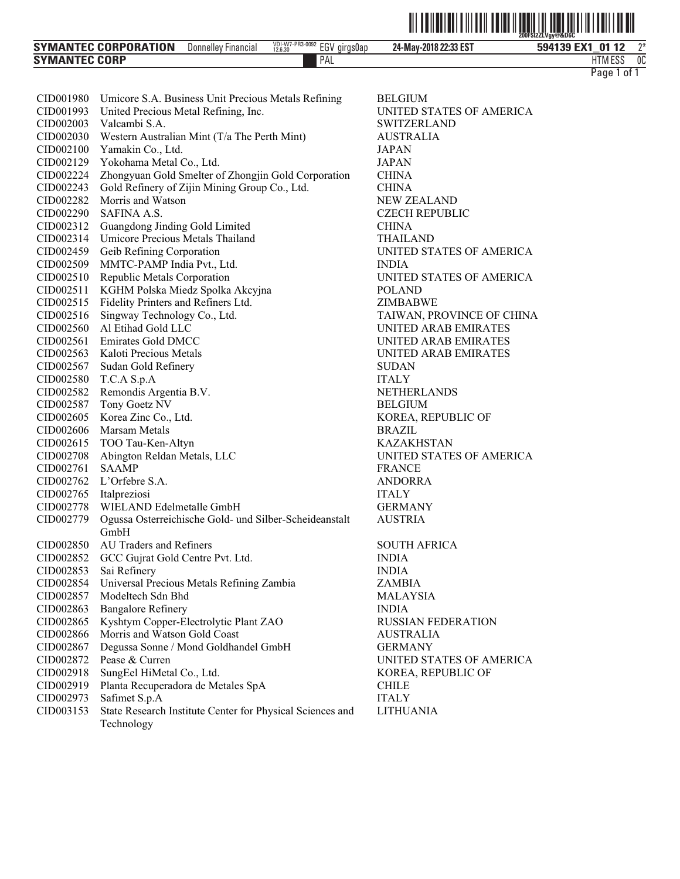| | | |
|---|---|---|
| CID001980 | Umicore S.A. Business Unit Precious Metals Refining | BELGIUM |
| CID001993 | United Precious Metal Refining, Inc. | UNITED STATES OF AMERICA |
| CID002003 | Valcambi S.A. | SWITZERLAND |
| CID002030 | Western Australian Mint (T/a The Perth Mint) | AUSTRALIA |
| CID002100 | Yamakin Co., Ltd. | JAPAN |
| CID002129 | Yokohama Metal Co., Ltd. | JAPAN |
| CID002224 | Zhongyuan Gold Smelter of Zhongjin Gold Corporation | CHINA |
| CID002243 | Gold Refinery of Zijin Mining Group Co., Ltd. | CHINA |
| CID002282 | Morris and Watson | NEW ZEALAND |
| CID002290 | SAFINA A.S. | CZECH REPUBLIC |
| CID002312 | Guangdong Jinding Gold Limited | CHINA |
| CID002314 | Umicore Precious Metals Thailand | THAILAND |
| CID002459 | Geib Refining Corporation | UNITED STATES OF AMERICA |
| CID002509 | MMTC-PAMP India Pvt., Ltd. | INDIA |
| CID002510 | Republic Metals Corporation | UNITED STATES OF AMERICA |
| CID002511 | KGHM Polska Miedz Spolka Akcyjna | POLAND |
| CID002515 | Fidelity Printers and Refiners Ltd. | ZIMBABWE |
| CID002516 | Singway Technology Co., Ltd. | TAIWAN, PROVINCE OF CHINA |
| CID002560 | Al Etihad Gold LLC | UNITED ARAB EMIRATES |
| CID002561 | Emirates Gold DMCC | UNITED ARAB EMIRATES |
| CID002563 | Kaloti Precious Metals | UNITED ARAB EMIRATES |
| CID002567 | Sudan Gold Refinery | SUDAN |
| CID002580 | T.C.A S.p.A | ITALY |
| CID002582 | Remondis Argentia B.V. | NETHERLANDS |
| CID002587 | Tony Goetz NV | BELGIUM |
| CID002605 | Korea Zinc Co., Ltd. | KOREA, REPUBLIC OF |
| CID002606 | Marsam Metals | BRAZIL |
| CID002615 | TOO Tau-Ken-Altyn | KAZAKHSTAN |
| CID002708 | Abington Reldan Metals, LLC | UNITED STATES OF AMERICA |
| CID002761 | SAAMP | FRANCE |
| CID002762 | L'Orfebre S.A. | ANDORRA |
| CID002765 | Italpreziosi | ITALY |
| CID002778 | WIELAND Edelmetalle GmbH | GERMANY |
| CID002779 | Ogussa Osterreichische Gold- und Silber-Scheideanstalt GmbH | AUSTRIA |
| CID002850 | AU Traders and Refiners | SOUTH AFRICA |
| CID002852 | GCC Gujrat Gold Centre Pvt. Ltd. | INDIA |
| CID002853 | Sai Refinery | INDIA |
| CID002854 | Universal Precious Metals Refining Zambia | ZAMBIA |
| CID002857 | Modeltech Sdn Bhd | MALAYSIA |
| CID002863 | Bangalore Refinery | INDIA |
| CID002865 | Kyshtym Copper-Electrolytic Plant ZAO | RUSSIAN FEDERATION |
| CID002866 | Morris and Watson Gold Coast | AUSTRALIA |
| CID002867 | Degussa Sonne / Mond Goldhandel GmbH | GERMANY |
| CID002872 | Pease & Curren | UNITED STATES OF AMERICA |
| CID002918 | SungEel HiMetal Co., Ltd. | KOREA, REPUBLIC OF |
| CID002919 | Planta Recuperadora de Metales SpA | CHILE |
| CID002973 | Safimet S.p.A | ITALY |
| CID003153 | State Research Institute Center for Physical Sciences and Technology | LITHUANIA |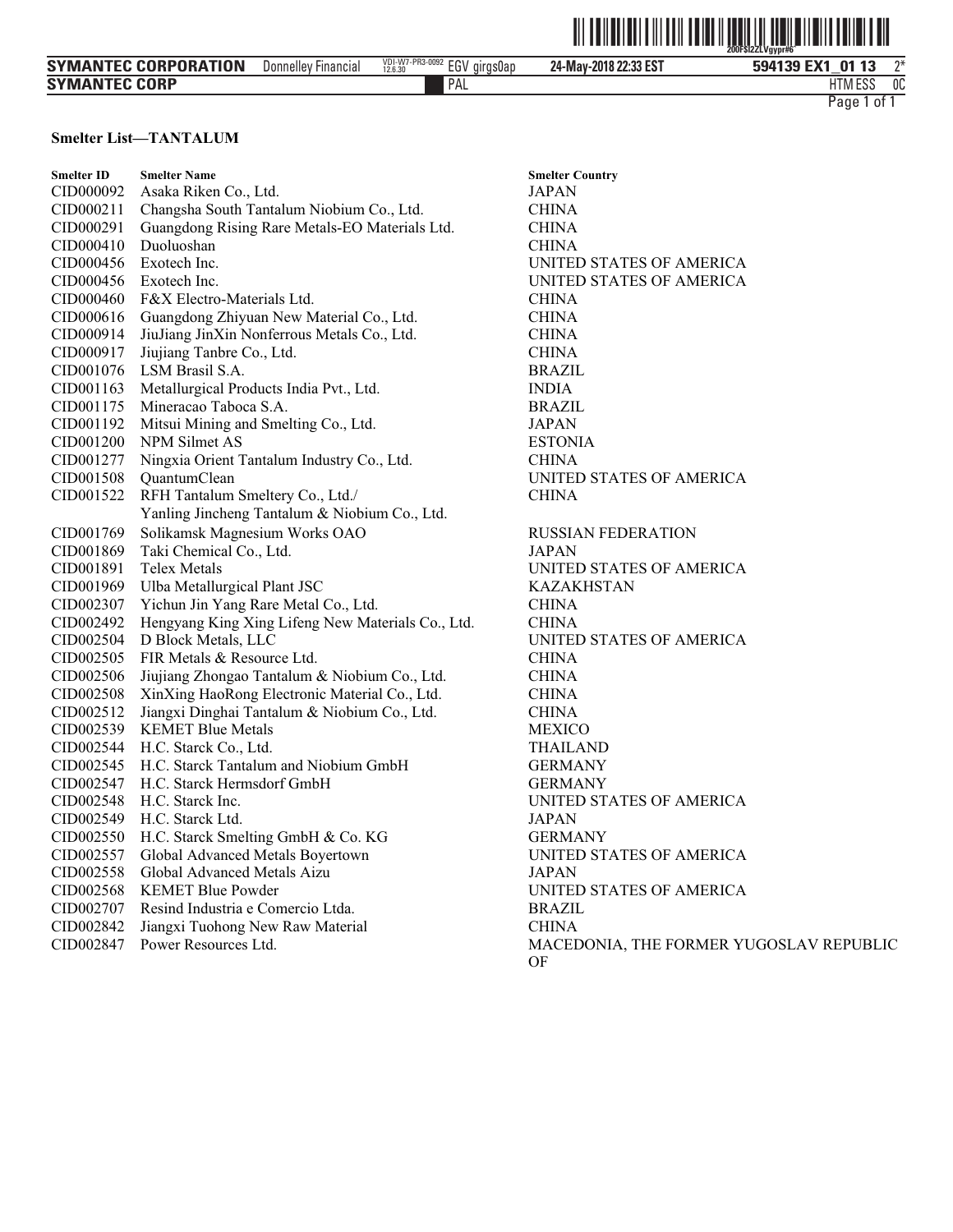**Smelter List—TANTALUM**

| Smelter ID | Smelter Name | Smelter Country |
|---|---|---|
| CID000092 | Asaka Riken Co., Ltd. | JAPAN |
| CID000211 | Changsha South Tantalum Niobium Co., Ltd. | CHINA |
| CID000291 | Guangdong Rising Rare Metals-EO Materials Ltd. | CHINA |
| CID000410 | Duoluoshan | CHINA |
| CID000456 | Exotech Inc. | UNITED STATES OF AMERICA |
| CID000456 | Exotech Inc. | UNITED STATES OF AMERICA |
| CID000460 | F&X Electro-Materials Ltd. | CHINA |
| CID000616 | Guangdong Zhiyuan New Material Co., Ltd. | CHINA |
| CID000914 | JiuJiang JinXin Nonferrous Metals Co., Ltd. | CHINA |
| CID000917 | Jiujiang Tanbre Co., Ltd. | CHINA |
| CID001076 | LSM Brasil S.A. | BRAZIL |
| CID001163 | Metallurgical Products India Pvt., Ltd. | INDIA |
| CID001175 | Mineracao Taboca S.A. | BRAZIL |
| CID001192 | Mitsui Mining and Smelting Co., Ltd. | JAPAN |
| CID001200 | NPM Silmet AS | ESTONIA |
| CID001277 | Ningxia Orient Tantalum Industry Co., Ltd. | CHINA |
| CID001508 | QuantumClean | UNITED STATES OF AMERICA |
| CID001522 | RFH Tantalum Smeltery Co., Ltd./ Yanling Jincheng Tantalum & Niobium Co., Ltd. | CHINA |
| CID001769 | Solikamsk Magnesium Works OAO | RUSSIAN FEDERATION |
| CID001869 | Taki Chemical Co., Ltd. | JAPAN |
| CID001891 | Telex Metals | UNITED STATES OF AMERICA |
| CID001969 | Ulba Metallurgical Plant JSC | KAZAKHSTAN |
| CID002307 | Yichun Jin Yang Rare Metal Co., Ltd. | CHINA |
| CID002492 | Hengyang King Xing Lifeng New Materials Co., Ltd. | CHINA |
| CID002504 | D Block Metals, LLC | UNITED STATES OF AMERICA |
| CID002505 | FIR Metals & Resource Ltd. | CHINA |
| CID002506 | Jiujiang Zhongao Tantalum & Niobium Co., Ltd. | CHINA |
| CID002508 | XinXing HaoRong Electronic Material Co., Ltd. | CHINA |
| CID002512 | Jiangxi Dinghai Tantalum & Niobium Co., Ltd. | CHINA |
| CID002539 | KEMET Blue Metals | MEXICO |
| CID002544 | H.C. Starck Co., Ltd. | THAILAND |
| CID002545 | H.C. Starck Tantalum and Niobium GmbH | GERMANY |
| CID002547 | H.C. Starck Hermsdorf GmbH | GERMANY |
| CID002548 | H.C. Starck Inc. | UNITED STATES OF AMERICA |
| CID002549 | H.C. Starck Ltd. | JAPAN |
| CID002550 | H.C. Starck Smelting GmbH & Co. KG | GERMANY |
| CID002557 | Global Advanced Metals Boyertown | UNITED STATES OF AMERICA |
| CID002558 | Global Advanced Metals Aizu | JAPAN |
| CID002568 | KEMET Blue Powder | UNITED STATES OF AMERICA |
| CID002707 | Resind Industria e Comercio Ltda. | BRAZIL |
| CID002842 | Jiangxi Tuohong New Raw Material | CHINA |
| CID002847 | Power Resources Ltd. | MACEDONIA, THE FORMER YUGOSLAV REPUBLIC OF |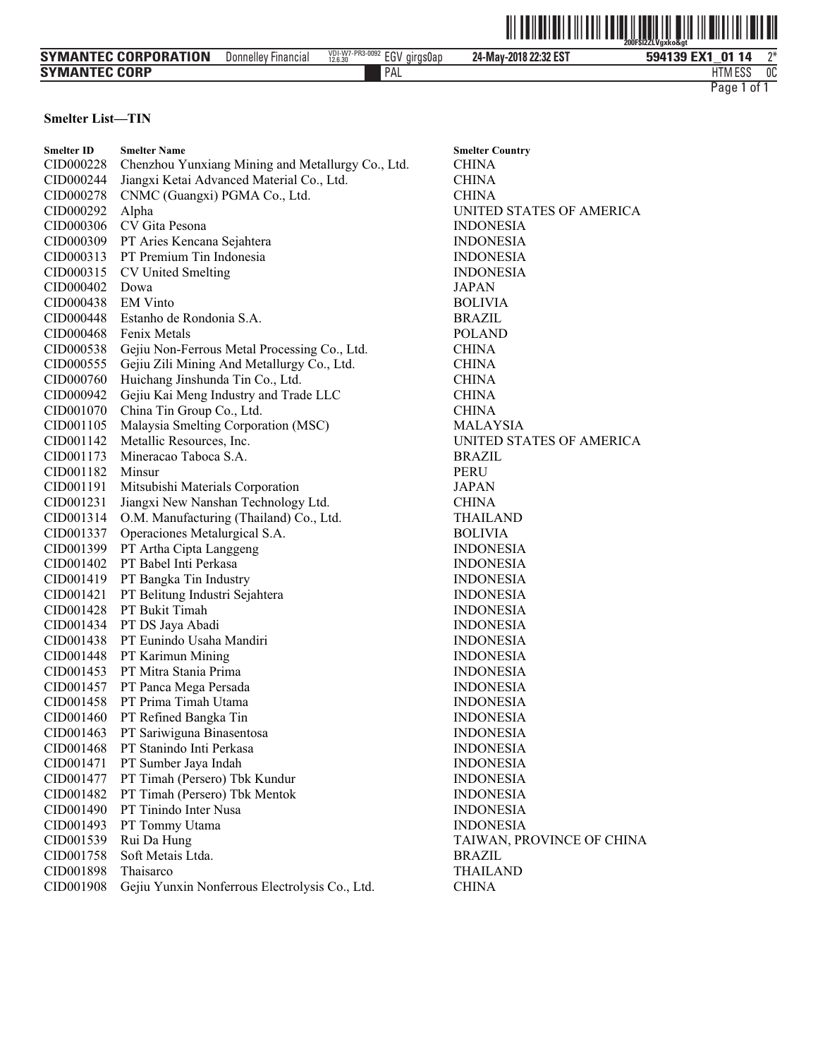**Smelter List—TIN**

| Smelter ID | Smelter Name | Smelter Country |
|---|---|---|
| CID000228 | Chenzhou Yunxiang Mining and Metallurgy Co., Ltd. | CHINA |
| CID000244 | Jiangxi Ketai Advanced Material Co., Ltd. | CHINA |
| CID000278 | CNMC (Guangxi) PGMA Co., Ltd. | CHINA |
| CID000292 | Alpha | UNITED STATES OF AMERICA |
| CID000306 | CV Gita Pesona | INDONESIA |
| CID000309 | PT Aries Kencana Sejahtera | INDONESIA |
| CID000313 | PT Premium Tin Indonesia | INDONESIA |
| CID000315 | CV United Smelting | INDONESIA |
| CID000402 | Dowa | JAPAN |
| CID000438 | EM Vinto | BOLIVIA |
| CID000448 | Estanho de Rondonia S.A. | BRAZIL |
| CID000468 | Fenix Metals | POLAND |
| CID000538 | Gejiu Non-Ferrous Metal Processing Co., Ltd. | CHINA |
| CID000555 | Gejiu Zili Mining And Metallurgy Co., Ltd. | CHINA |
| CID000760 | Huichang Jinshunda Tin Co., Ltd. | CHINA |
| CID000942 | Gejiu Kai Meng Industry and Trade LLC | CHINA |
| CID001070 | China Tin Group Co., Ltd. | CHINA |
| CID001105 | Malaysia Smelting Corporation (MSC) | MALAYSIA |
| CID001142 | Metallic Resources, Inc. | UNITED STATES OF AMERICA |
| CID001173 | Mineracao Taboca S.A. | BRAZIL |
| CID001182 | Minsur | PERU |
| CID001191 | Mitsubishi Materials Corporation | JAPAN |
| CID001231 | Jiangxi New Nanshan Technology Ltd. | CHINA |
| CID001314 | O.M. Manufacturing (Thailand) Co., Ltd. | THAILAND |
| CID001337 | Operaciones Metalurgical S.A. | BOLIVIA |
| CID001399 | PT Artha Cipta Langgeng | INDONESIA |
| CID001402 | PT Babel Inti Perkasa | INDONESIA |
| CID001419 | PT Bangka Tin Industry | INDONESIA |
| CID001421 | PT Belitung Industri Sejahtera | INDONESIA |
| CID001428 | PT Bukit Timah | INDONESIA |
| CID001434 | PT DS Jaya Abadi | INDONESIA |
| CID001438 | PT Eunindo Usaha Mandiri | INDONESIA |
| CID001448 | PT Karimun Mining | INDONESIA |
| CID001453 | PT Mitra Stania Prima | INDONESIA |
| CID001457 | PT Panca Mega Persada | INDONESIA |
| CID001458 | PT Prima Timah Utama | INDONESIA |
| CID001460 | PT Refined Bangka Tin | INDONESIA |
| CID001463 | PT Sariwiguna Binasentosa | INDONESIA |
| CID001468 | PT Stanindo Inti Perkasa | INDONESIA |
| CID001471 | PT Sumber Jaya Indah | INDONESIA |
| CID001477 | PT Timah (Persero) Tbk Kundur | INDONESIA |
| CID001482 | PT Timah (Persero) Tbk Mentok | INDONESIA |
| CID001490 | PT Tinindo Inter Nusa | INDONESIA |
| CID001493 | PT Tommy Utama | INDONESIA |
| CID001539 | Rui Da Hung | TAIWAN, PROVINCE OF CHINA |
| CID001758 | Soft Metais Ltda. | BRAZIL |
| CID001898 | Thaisarco | THAILAND |
| CID001908 | Gejiu Yunxin Nonferrous Electrolysis Co., Ltd. | CHINA |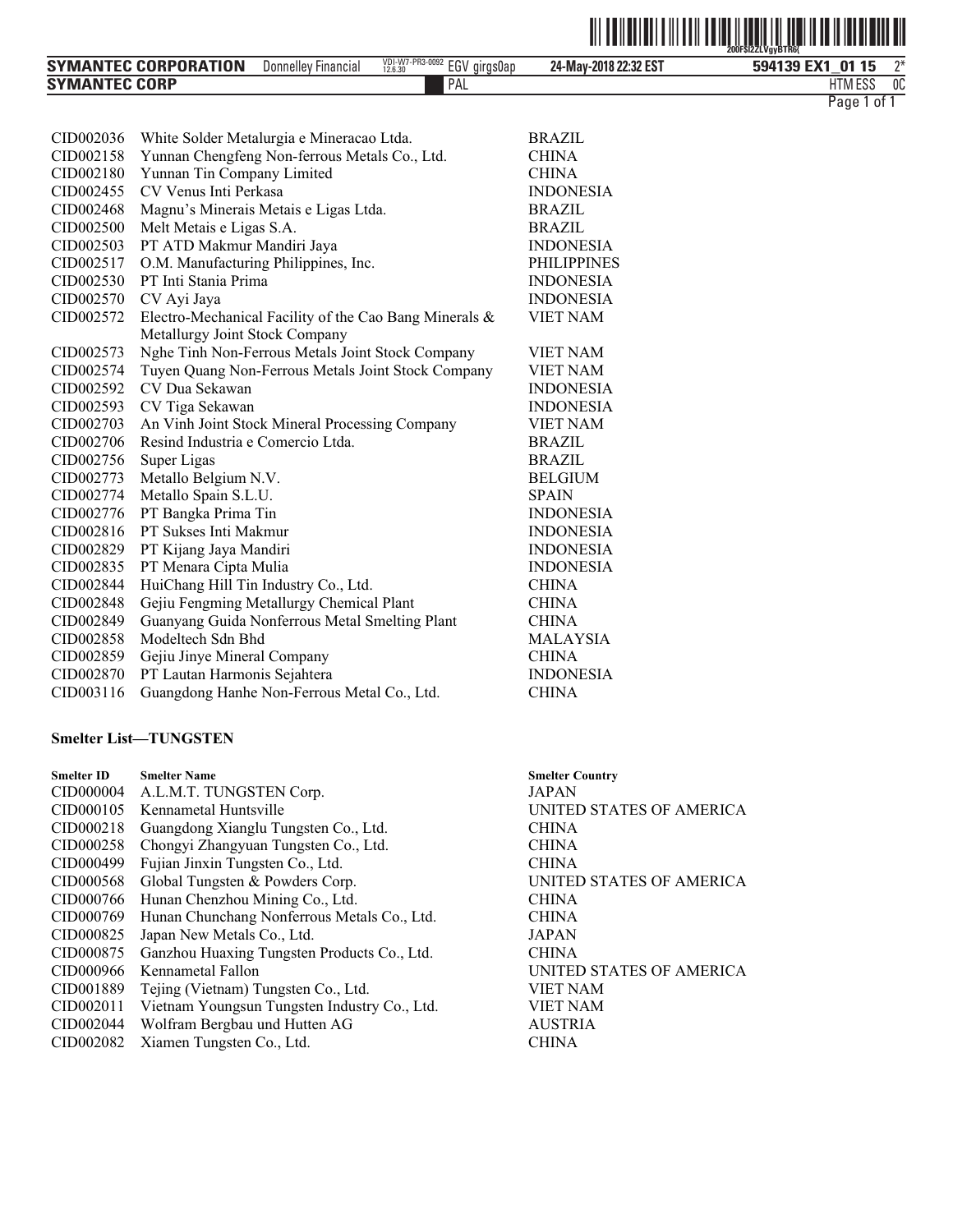| | | |
|---|---|---|
| CID002036 | White Solder Metalurgia e Mineracao Ltda. | BRAZIL |
| CID002158 | Yunnan Chengfeng Non-ferrous Metals Co., Ltd. | CHINA |
| CID002180 | Yunnan Tin Company Limited | CHINA |
| CID002455 | CV Venus Inti Perkasa | INDONESIA |
| CID002468 | Magnu's Minerais Metais e Ligas Ltda. | BRAZIL |
| CID002500 | Melt Metais e Ligas S.A. | BRAZIL |
| CID002503 | PT ATD Makmur Mandiri Jaya | INDONESIA |
| CID002517 | O.M. Manufacturing Philippines, Inc. | PHILIPPINES |
| CID002530 | PT Inti Stania Prima | INDONESIA |
| CID002570 | CV Ayi Jaya | INDONESIA |
| CID002572 | Electro-Mechanical Facility of the Cao Bang Minerals & Metallurgy Joint Stock Company | VIET NAM |
| CID002573 | Nghe Tinh Non-Ferrous Metals Joint Stock Company | VIET NAM |
| CID002574 | Tuyen Quang Non-Ferrous Metals Joint Stock Company | VIET NAM |
| CID002592 | CV Dua Sekawan | INDONESIA |
| CID002593 | CV Tiga Sekawan | INDONESIA |
| CID002703 | An Vinh Joint Stock Mineral Processing Company | VIET NAM |
| CID002706 | Resind Industria e Comercio Ltda. | BRAZIL |
| CID002756 | Super Ligas | BRAZIL |
| CID002773 | Metallo Belgium N.V. | BELGIUM |
| CID002774 | Metallo Spain S.L.U. | SPAIN |
| CID002776 | PT Bangka Prima Tin | INDONESIA |
| CID002816 | PT Sukses Inti Makmur | INDONESIA |
| CID002829 | PT Kijang Jaya Mandiri | INDONESIA |
| CID002835 | PT Menara Cipta Mulia | INDONESIA |
| CID002844 | HuiChang Hill Tin Industry Co., Ltd. | CHINA |
| CID002848 | Gejiu Fengming Metallurgy Chemical Plant | CHINA |
| CID002849 | Guanyang Guida Nonferrous Metal Smelting Plant | CHINA |
| CID002858 | Modeltech Sdn Bhd | MALAYSIA |
| CID002859 | Gejiu Jinye Mineral Company | CHINA |
| CID002870 | PT Lautan Harmonis Sejahtera | INDONESIA |
| CID003116 | Guangdong Hanhe Non-Ferrous Metal Co., Ltd. | CHINA |

**Smelter List—TUNGSTEN**

| Smelter ID | Smelter Name | Smelter Country |
|---|---|---|
| CID000004 | A.L.M.T. TUNGSTEN Corp. | JAPAN |
| CID000105 | Kennametal Huntsville | UNITED STATES OF AMERICA |
| CID000218 | Guangdong Xianglu Tungsten Co., Ltd. | CHINA |
| CID000258 | Chongyi Zhangyuan Tungsten Co., Ltd. | CHINA |
| CID000499 | Fujian Jinxin Tungsten Co., Ltd. | CHINA |
| CID000568 | Global Tungsten & Powders Corp. | UNITED STATES OF AMERICA |
| CID000766 | Hunan Chenzhou Mining Co., Ltd. | CHINA |
| CID000769 | Hunan Chunchang Nonferrous Metals Co., Ltd. | CHINA |
| CID000825 | Japan New Metals Co., Ltd. | JAPAN |
| CID000875 | Ganzhou Huaxing Tungsten Products Co., Ltd. | CHINA |
| CID000966 | Kennametal Fallon | UNITED STATES OF AMERICA |
| CID001889 | Tejing (Vietnam) Tungsten Co., Ltd. | VIET NAM |
| CID002011 | Vietnam Youngsun Tungsten Industry Co., Ltd. | VIET NAM |
| CID002044 | Wolfram Bergbau und Hutten AG | AUSTRIA |
| CID002082 | Xiamen Tungsten Co., Ltd. | CHINA |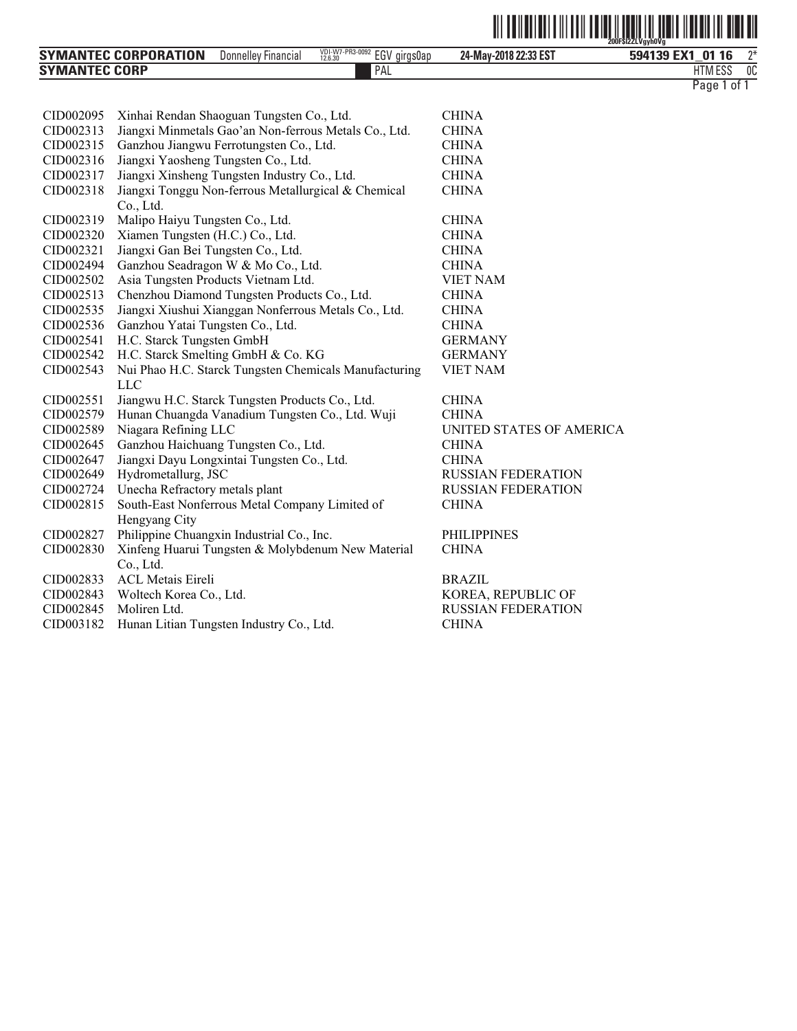| | | |
|---|---|---|
| CID002095 | Xinhai Rendan Shaoguan Tungsten Co., Ltd. | CHINA |
| CID002313 | Jiangxi Minmetals Gao'an Non-ferrous Metals Co., Ltd. | CHINA |
| CID002315 | Ganzhou Jiangwu Ferrotungsten Co., Ltd. | CHINA |
| CID002316 | Jiangxi Yaosheng Tungsten Co., Ltd. | CHINA |
| CID002317 | Jiangxi Xinsheng Tungsten Industry Co., Ltd. | CHINA |
| CID002318 | Jiangxi Tonggu Non-ferrous Metallurgical & Chemical Co., Ltd. | CHINA |
| CID002319 | Malipo Haiyu Tungsten Co., Ltd. | CHINA |
| CID002320 | Xiamen Tungsten (H.C.) Co., Ltd. | CHINA |
| CID002321 | Jiangxi Gan Bei Tungsten Co., Ltd. | CHINA |
| CID002494 | Ganzhou Seadragon W & Mo Co., Ltd. | CHINA |
| CID002502 | Asia Tungsten Products Vietnam Ltd. | VIET NAM |
| CID002513 | Chenzhou Diamond Tungsten Products Co., Ltd. | CHINA |
| CID002535 | Jiangxi Xiushui Xianggan Nonferrous Metals Co., Ltd. | CHINA |
| CID002536 | Ganzhou Yatai Tungsten Co., Ltd. | CHINA |
| CID002541 | H.C. Starck Tungsten GmbH | GERMANY |
| CID002542 | H.C. Starck Smelting GmbH & Co. KG | GERMANY |
| CID002543 | Nui Phao H.C. Starck Tungsten Chemicals Manufacturing LLC | VIET NAM |
| CID002551 | Jiangwu H.C. Starck Tungsten Products Co., Ltd. | CHINA |
| CID002579 | Hunan Chuangda Vanadium Tungsten Co., Ltd. Wuji | CHINA |
| CID002589 | Niagara Refining LLC | UNITED STATES OF AMERICA |
| CID002645 | Ganzhou Haichuang Tungsten Co., Ltd. | CHINA |
| CID002647 | Jiangxi Dayu Longxintai Tungsten Co., Ltd. | CHINA |
| CID002649 | Hydrometallurg, JSC | RUSSIAN FEDERATION |
| CID002724 | Unecha Refractory metals plant | RUSSIAN FEDERATION |
| CID002815 | South-East Nonferrous Metal Company Limited of Hengyang City | CHINA |
| CID002827 | Philippine Chuangxin Industrial Co., Inc. | PHILIPPINES |
| CID002830 | Xinfeng Huarui Tungsten & Molybdenum New Material Co., Ltd. | CHINA |
| CID002833 | ACL Metais Eireli | BRAZIL |
| CID002843 | Woltech Korea Co., Ltd. | KOREA, REPUBLIC OF |
| CID002845 | Moliren Ltd. | RUSSIAN FEDERATION |
| CID003182 | Hunan Litian Tungsten Industry Co., Ltd. | CHINA |